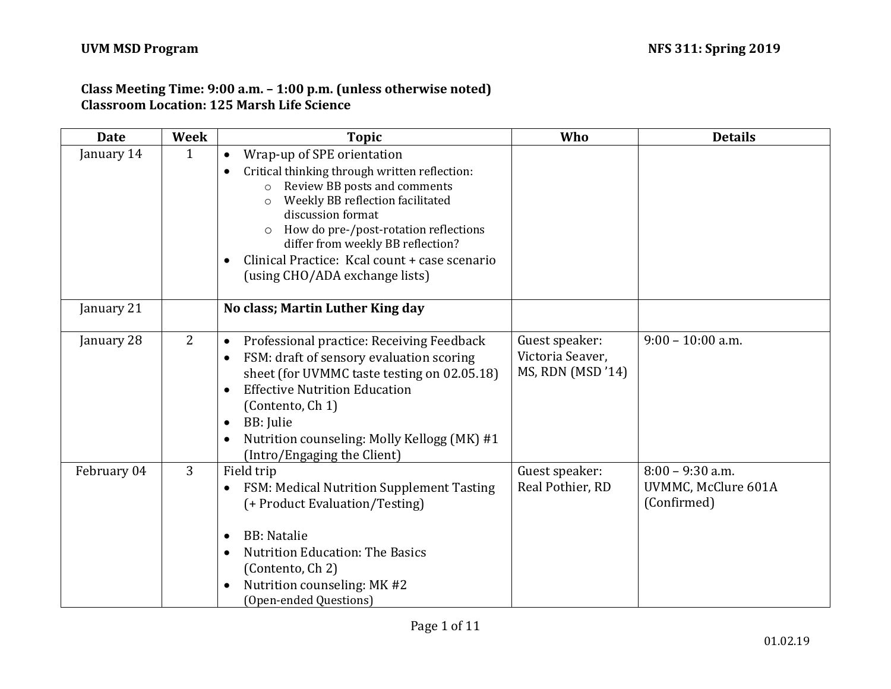**Class Meeting Time: 9:00 a.m. – 1:00 p.m. (unless otherwise noted)**
**Classroom Location: 125 Marsh Life Science**

| Date | Week | Topic | Who | Details |
|---|---|---|---|---|
| January 14 | 1 | • Wrap-up of SPE orientation<br>• Critical thinking through written reflection:<br>&nbsp;&nbsp;o Review BB posts and comments<br>&nbsp;&nbsp;o Weekly BB reflection facilitated discussion format<br>&nbsp;&nbsp;o How do pre-/post-rotation reflections differ from weekly BB reflection?<br>• Clinical Practice: Kcal count + case scenario (using CHO/ADA exchange lists) | | |
| January 21 | | **No class; Martin Luther King day** | | |
| January 28 | 2 | • Professional practice: Receiving Feedback<br>• FSM: draft of sensory evaluation scoring sheet (for UVMMC taste testing on 02.05.18)<br>• Effective Nutrition Education (Contento, Ch 1)<br>• BB: Julie<br>• Nutrition counseling: Molly Kellogg (MK) #1 (Intro/Engaging the Client) | Guest speaker: Victoria Seaver, MS, RDN (MSD '14) | 9:00 – 10:00 a.m. |
| February 04 | 3 | Field trip<br>• FSM: Medical Nutrition Supplement Tasting (+ Product Evaluation/Testing)<br><br>• BB: Natalie<br>• Nutrition Education: The Basics (Contento, Ch 2)<br>• Nutrition counseling: MK #2 (Open-ended Questions) | Guest speaker: Real Pothier, RD | 8:00 – 9:30 a.m.<br>UVMMC, McClure 601A (Confirmed) |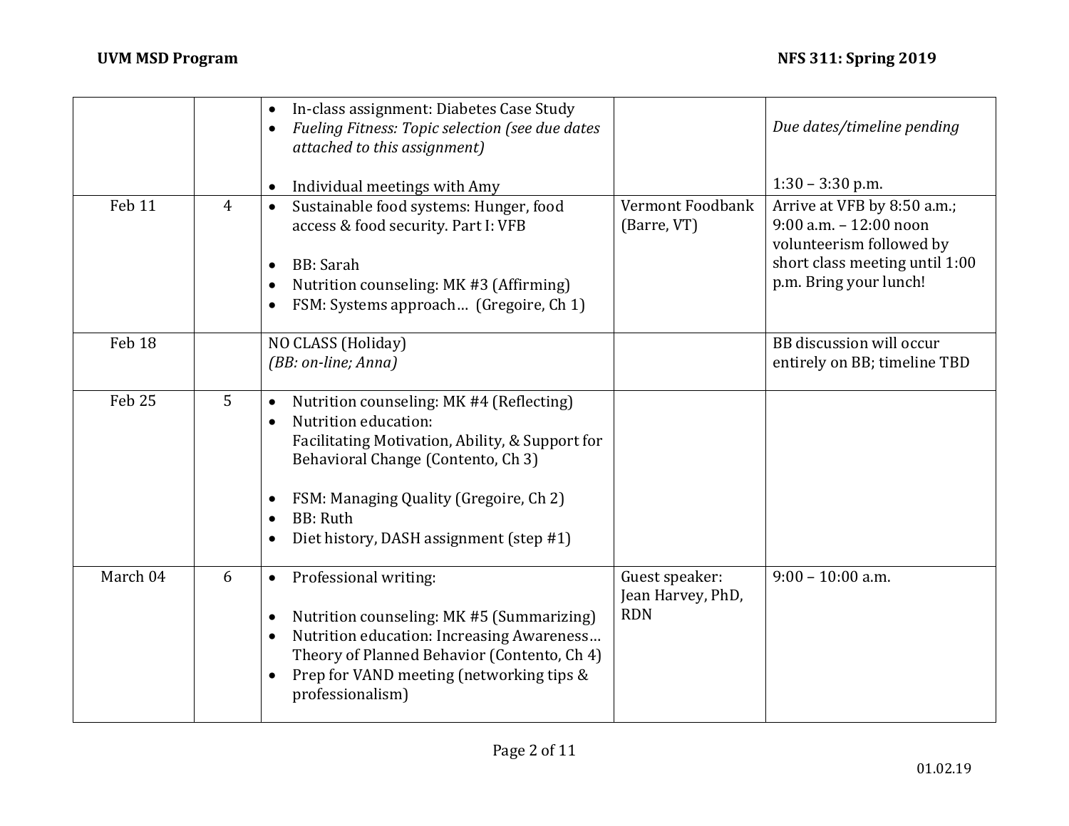| | | | | |
|---|---|---|---|---|
| | | • In-class assignment: Diabetes Case Study<br>• *Fueling Fitness: Topic selection (see due dates attached to this assignment)*<br><br>• Individual meetings with Amy | | *Due dates/timeline pending*<br><br>1:30 – 3:30 p.m. |
| Feb 11 | 4 | • Sustainable food systems: Hunger, food access & food security. Part I: VFB<br><br>• BB: Sarah<br>• Nutrition counseling: MK #3 (Affirming)<br>• FSM: Systems approach… (Gregoire, Ch 1) | Vermont Foodbank (Barre, VT) | Arrive at VFB by 8:50 a.m.; 9:00 a.m. – 12:00 noon volunteerism followed by short class meeting until 1:00 p.m. Bring your lunch! |
| Feb 18 | | NO CLASS (Holiday)<br>*(BB: on-line; Anna)* | | BB discussion will occur entirely on BB; timeline TBD |
| Feb 25 | 5 | • Nutrition counseling: MK #4 (Reflecting)<br>• Nutrition education: Facilitating Motivation, Ability, & Support for Behavioral Change (Contento, Ch 3)<br><br>• FSM: Managing Quality (Gregoire, Ch 2)<br>• BB: Ruth<br>• Diet history, DASH assignment (step #1) | | |
| March 04 | 6 | • Professional writing:<br><br>• Nutrition counseling: MK #5 (Summarizing)<br>• Nutrition education: Increasing Awareness… Theory of Planned Behavior (Contento, Ch 4)<br>• Prep for VAND meeting (networking tips & professionalism) | Guest speaker: Jean Harvey, PhD, RDN | 9:00 – 10:00 a.m. |

01.02.19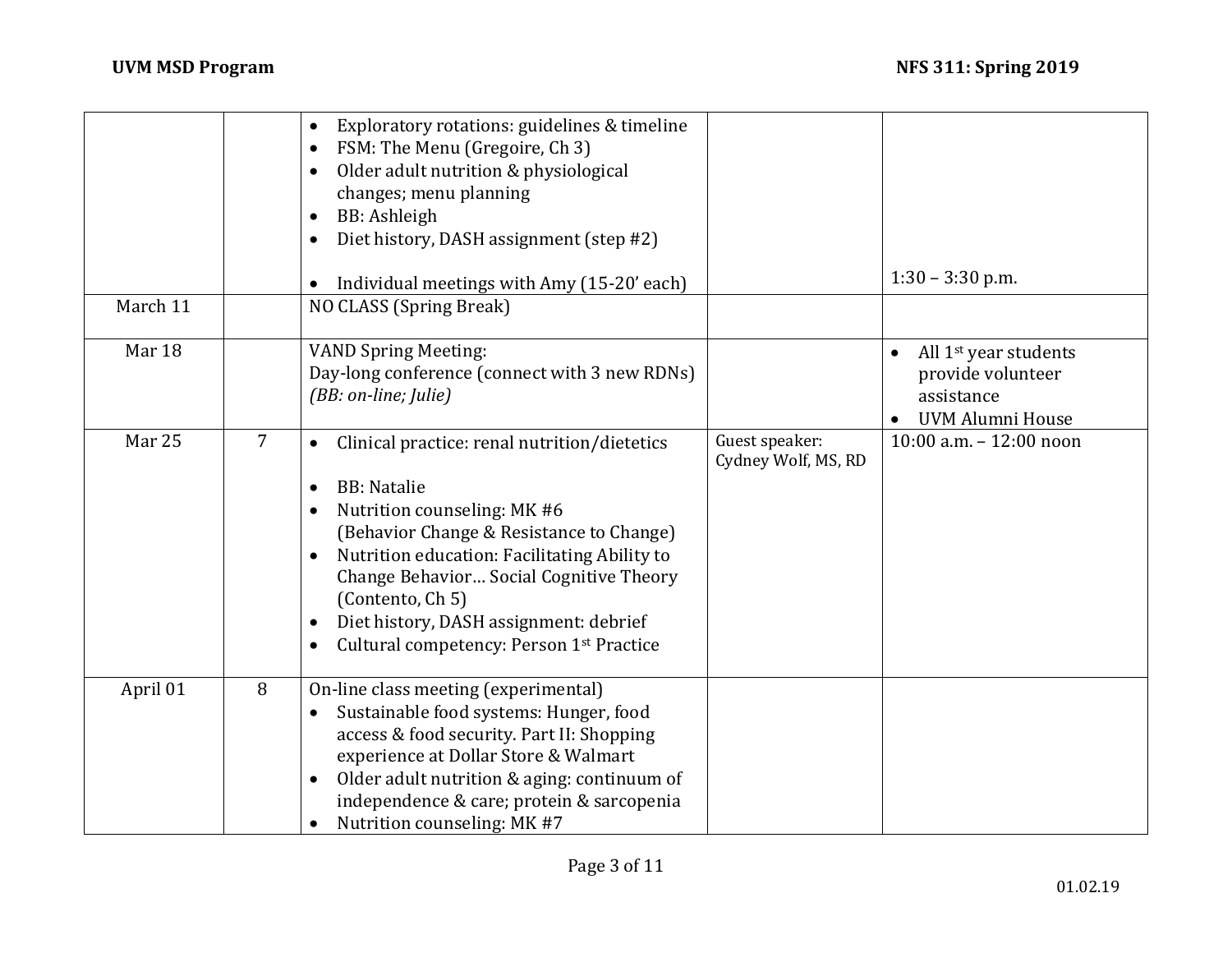| | | | | |
|---|---|---|---|---|
| | | • Exploratory rotations: guidelines & timeline<br>• FSM: The Menu (Gregoire, Ch 3)<br>• Older adult nutrition & physiological changes; menu planning<br>• BB: Ashleigh<br>• Diet history, DASH assignment (step #2)<br><br>• Individual meetings with Amy (15-20' each) | | 1:30 – 3:30 p.m. |
| March 11 | | NO CLASS (Spring Break) | | |
| Mar 18 | | VAND Spring Meeting:<br>Day-long conference (connect with 3 new RDNs)<br>*(BB: on-line; Julie)* | | • All 1st year students provide volunteer assistance<br>• UVM Alumni House |
| Mar 25 | 7 | • Clinical practice: renal nutrition/dietetics<br><br>• BB: Natalie<br>• Nutrition counseling: MK #6 (Behavior Change & Resistance to Change)<br>• Nutrition education: Facilitating Ability to Change Behavior… Social Cognitive Theory (Contento, Ch 5)<br>• Diet history, DASH assignment: debrief<br>• Cultural competency: Person 1st Practice | Guest speaker:<br>Cydney Wolf, MS, RD | 10:00 a.m. – 12:00 noon |
| April 01 | 8 | On-line class meeting (experimental)<br>• Sustainable food systems: Hunger, food access & food security. Part II: Shopping experience at Dollar Store & Walmart<br>• Older adult nutrition & aging: continuum of independence & care; protein & sarcopenia<br>• Nutrition counseling: MK #7 | | |

01.02.19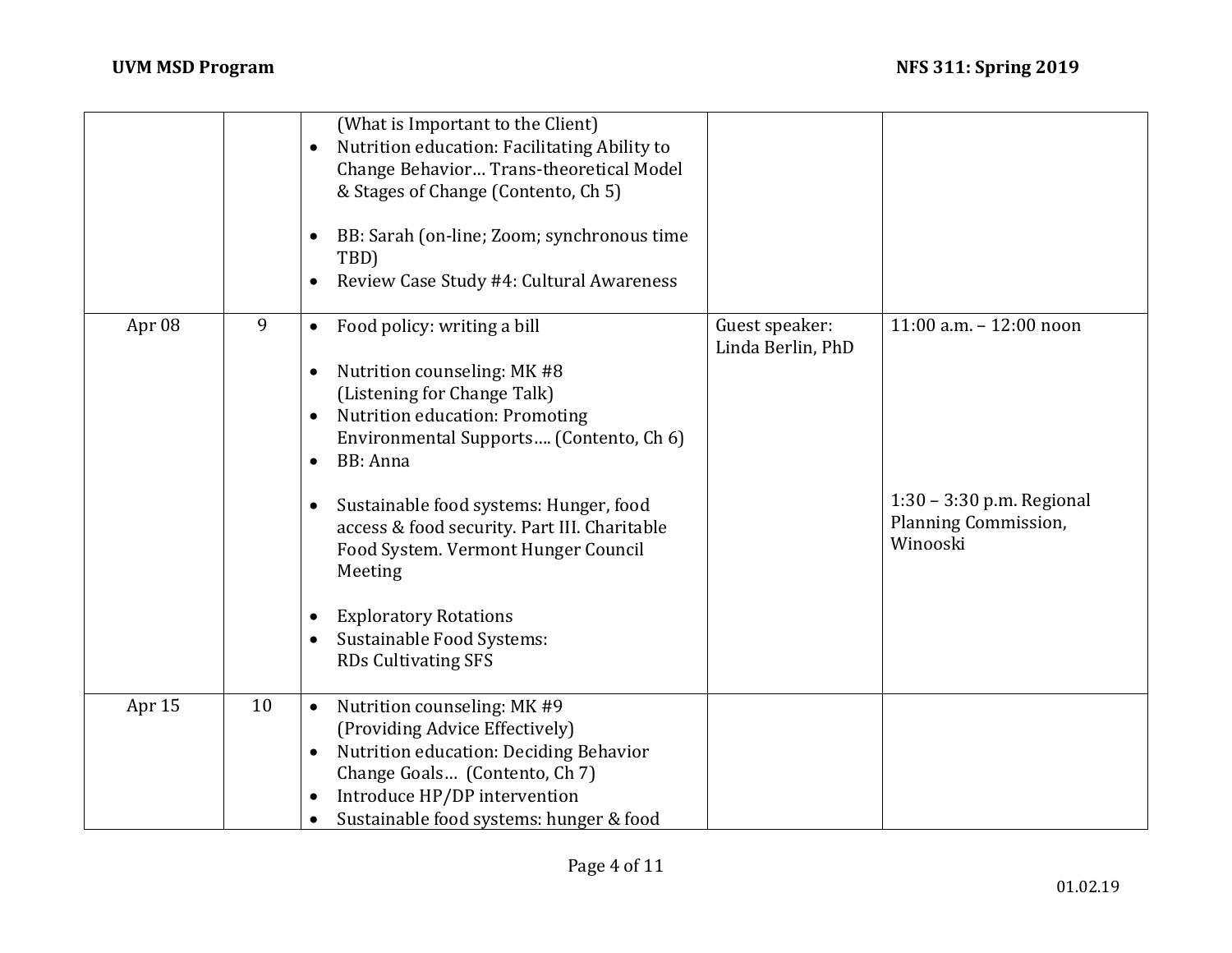| | | | | |
|---|---|---|---|---|
| | | (What is Important to the Client)<br>• Nutrition education: Facilitating Ability to Change Behavior… Trans-theoretical Model & Stages of Change (Contento, Ch 5)<br><br>• BB: Sarah (on-line; Zoom; synchronous time TBD)<br>• Review Case Study #4: Cultural Awareness | | |
| Apr 08 | 9 | • Food policy: writing a bill<br><br>• Nutrition counseling: MK #8 (Listening for Change Talk)<br>• Nutrition education: Promoting Environmental Supports…. (Contento, Ch 6)<br>• BB: Anna<br><br>• Sustainable food systems: Hunger, food access & food security. Part III. Charitable Food System. Vermont Hunger Council Meeting<br><br>• Exploratory Rotations<br>• Sustainable Food Systems: RDs Cultivating SFS | Guest speaker: Linda Berlin, PhD | 11:00 a.m. – 12:00 noon<br><br>1:30 – 3:30 p.m. Regional Planning Commission, Winooski |
| Apr 15 | 10 | • Nutrition counseling: MK #9 (Providing Advice Effectively)<br>• Nutrition education: Deciding Behavior Change Goals… (Contento, Ch 7)<br>• Introduce HP/DP intervention<br>• Sustainable food systems: hunger & food | | |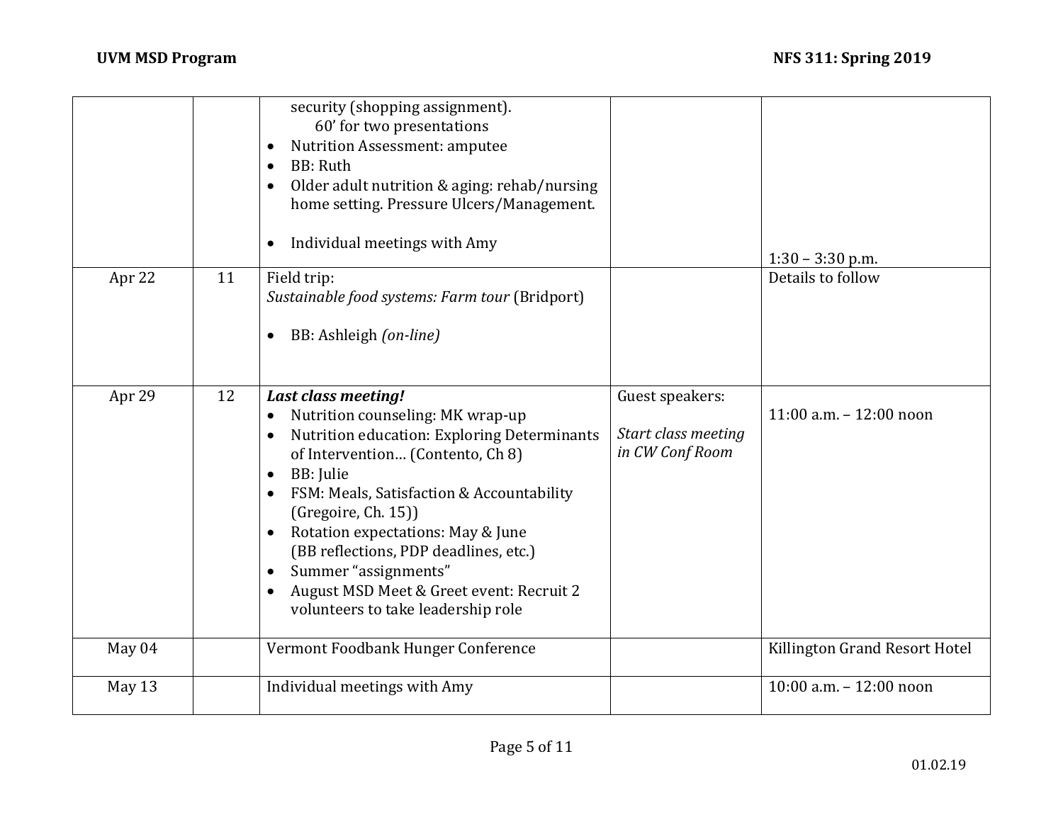| | | | | |
|---|---|---|---|---|
| | | security (shopping assignment).<br>60' for two presentations<br>• Nutrition Assessment: amputee<br>• BB: Ruth<br>• Older adult nutrition & aging: rehab/nursing home setting. Pressure Ulcers/Management.<br>• Individual meetings with Amy | | 1:30 – 3:30 p.m. |
| Apr 22 | 11 | Field trip:<br>*Sustainable food systems: Farm tour* (Bridport)<br>• BB: Ashleigh *(on-line)* | | Details to follow |
| Apr 29 | 12 | ***Last class meeting!***<br>• Nutrition counseling: MK wrap-up<br>• Nutrition education: Exploring Determinants of Intervention… (Contento, Ch 8)<br>• BB: Julie<br>• FSM: Meals, Satisfaction & Accountability (Gregoire, Ch. 15))<br>• Rotation expectations: May & June (BB reflections, PDP deadlines, etc.)<br>• Summer "assignments"<br>• August MSD Meet & Greet event: Recruit 2 volunteers to take leadership role | Guest speakers:<br>*Start class meeting in CW Conf Room* | 11:00 a.m. – 12:00 noon |
| May 04 | | Vermont Foodbank Hunger Conference | | Killington Grand Resort Hotel |
| May 13 | | Individual meetings with Amy | | 10:00 a.m. – 12:00 noon |

01.02.19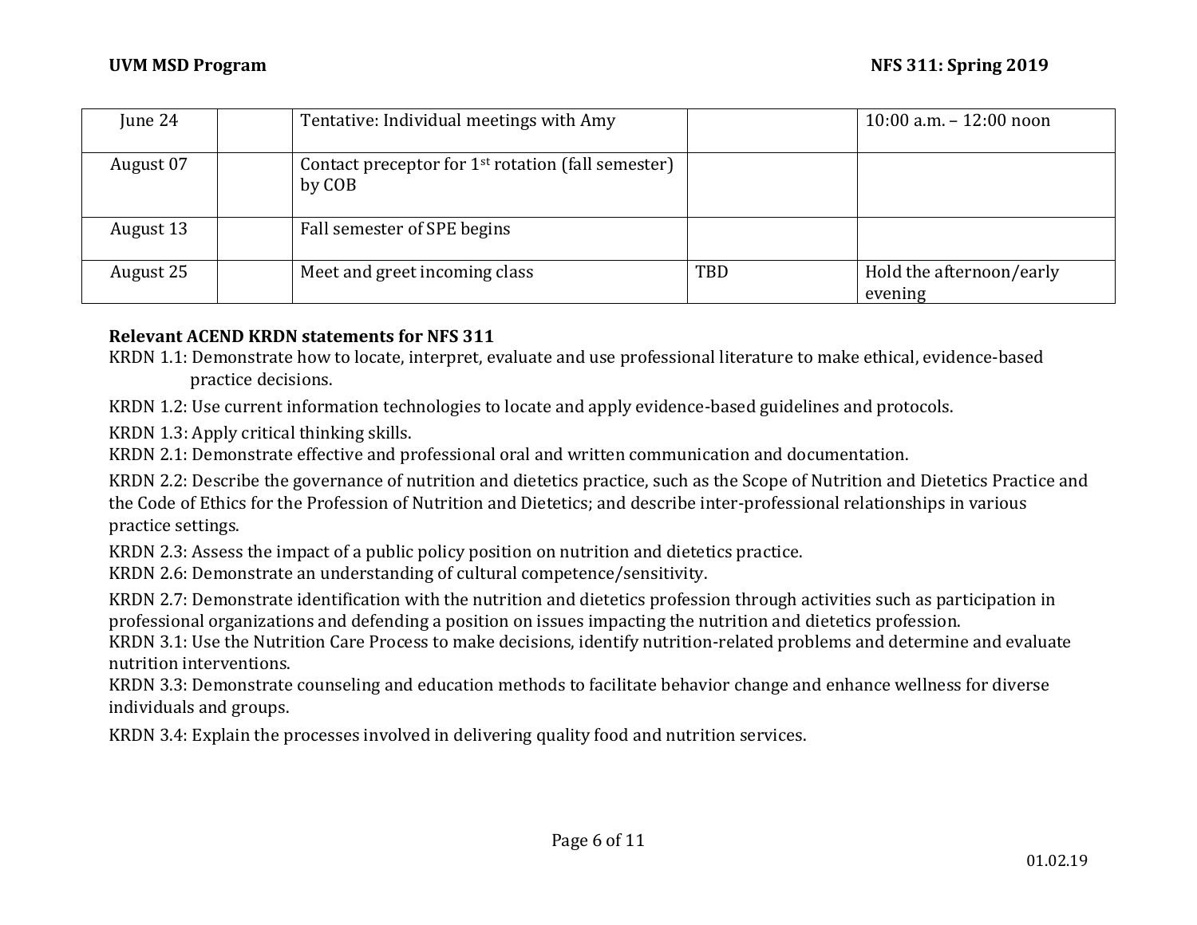| June 24 | | Tentative: Individual meetings with Amy | | 10:00 a.m. – 12:00 noon |
|---|---|---|---|---|
| August 07 | | Contact preceptor for 1st rotation (fall semester) by COB | | |
| August 13 | | Fall semester of SPE begins | | |
| August 25 | | Meet and greet incoming class | TBD | Hold the afternoon/early evening |

**Relevant ACEND KRDN statements for NFS 311**

KRDN 1.1: Demonstrate how to locate, interpret, evaluate and use professional literature to make ethical, evidence-based practice decisions.

KRDN 1.2: Use current information technologies to locate and apply evidence-based guidelines and protocols.

KRDN 1.3: Apply critical thinking skills.

KRDN 2.1: Demonstrate effective and professional oral and written communication and documentation.

KRDN 2.2: Describe the governance of nutrition and dietetics practice, such as the Scope of Nutrition and Dietetics Practice and the Code of Ethics for the Profession of Nutrition and Dietetics; and describe inter-professional relationships in various practice settings.

KRDN 2.3: Assess the impact of a public policy position on nutrition and dietetics practice.

KRDN 2.6: Demonstrate an understanding of cultural competence/sensitivity.

KRDN 2.7: Demonstrate identification with the nutrition and dietetics profession through activities such as participation in professional organizations and defending a position on issues impacting the nutrition and dietetics profession.

KRDN 3.1: Use the Nutrition Care Process to make decisions, identify nutrition-related problems and determine and evaluate nutrition interventions.

KRDN 3.3: Demonstrate counseling and education methods to facilitate behavior change and enhance wellness for diverse individuals and groups.

KRDN 3.4: Explain the processes involved in delivering quality food and nutrition services.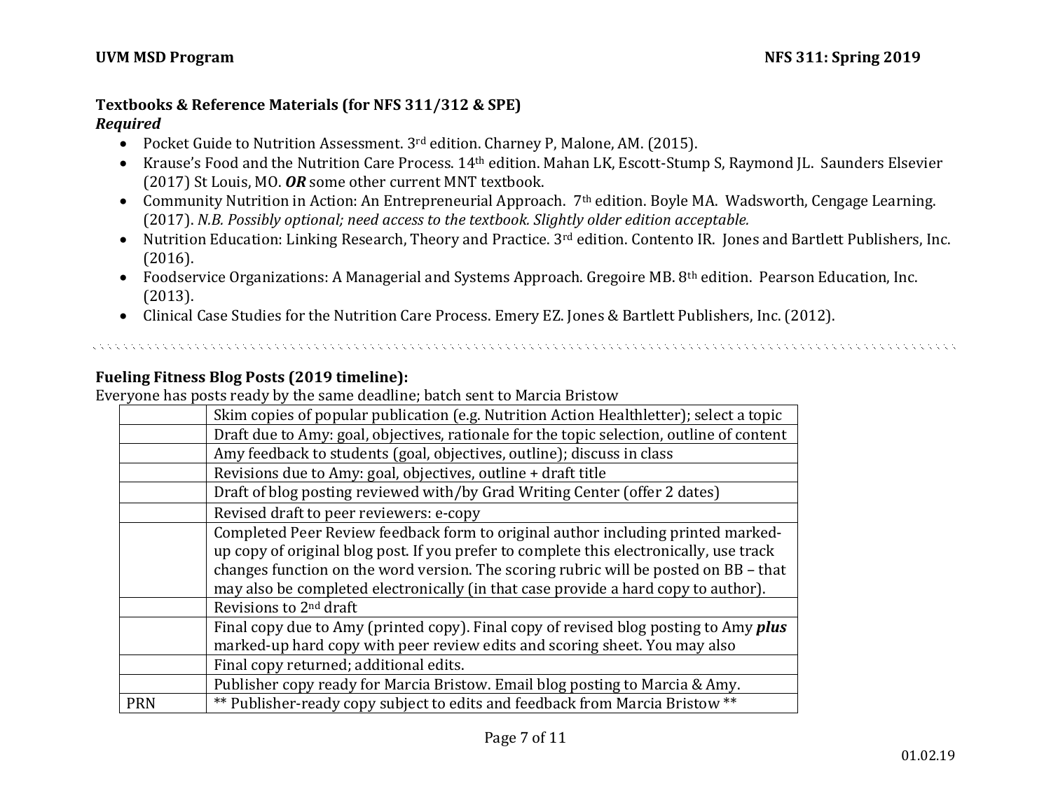### Textbooks & Reference Materials (for NFS 311/312 & SPE)

***Required***

- Pocket Guide to Nutrition Assessment. 3rd edition. Charney P, Malone, AM. (2015).
- Krause's Food and the Nutrition Care Process. 14th edition. Mahan LK, Escott-Stump S, Raymond JL. Saunders Elsevier (2017) St Louis, MO. ***OR*** some other current MNT textbook.
- Community Nutrition in Action: An Entrepreneurial Approach. 7th edition. Boyle MA. Wadsworth, Cengage Learning. (2017). *N.B. Possibly optional; need access to the textbook. Slightly older edition acceptable.*
- Nutrition Education: Linking Research, Theory and Practice. 3rd edition. Contento IR. Jones and Bartlett Publishers, Inc. (2016).
- Foodservice Organizations: A Managerial and Systems Approach. Gregoire MB. 8th edition. Pearson Education, Inc. (2013).
- Clinical Case Studies for the Nutrition Care Process. Emery EZ. Jones & Bartlett Publishers, Inc. (2012).

---

### Fueling Fitness Blog Posts (2019 timeline):

Everyone has posts ready by the same deadline; batch sent to Marcia Bristow

| | |
|---|---|
| | Skim copies of popular publication (e.g. Nutrition Action Healthletter); select a topic |
| | Draft due to Amy: goal, objectives, rationale for the topic selection, outline of content |
| | Amy feedback to students (goal, objectives, outline); discuss in class |
| | Revisions due to Amy: goal, objectives, outline + draft title |
| | Draft of blog posting reviewed with/by Grad Writing Center (offer 2 dates) |
| | Revised draft to peer reviewers: e-copy |
| | Completed Peer Review feedback form to original author including printed marked-up copy of original blog post. If you prefer to complete this electronically, use track changes function on the word version. The scoring rubric will be posted on BB – that may also be completed electronically (in that case provide a hard copy to author). |
| | Revisions to 2nd draft |
| | Final copy due to Amy (printed copy). Final copy of revised blog posting to Amy ***plus*** marked-up hard copy with peer review edits and scoring sheet. You may also |
| | Final copy returned; additional edits. |
| | Publisher copy ready for Marcia Bristow. Email blog posting to Marcia & Amy. |
| PRN | ** Publisher-ready copy subject to edits and feedback from Marcia Bristow ** |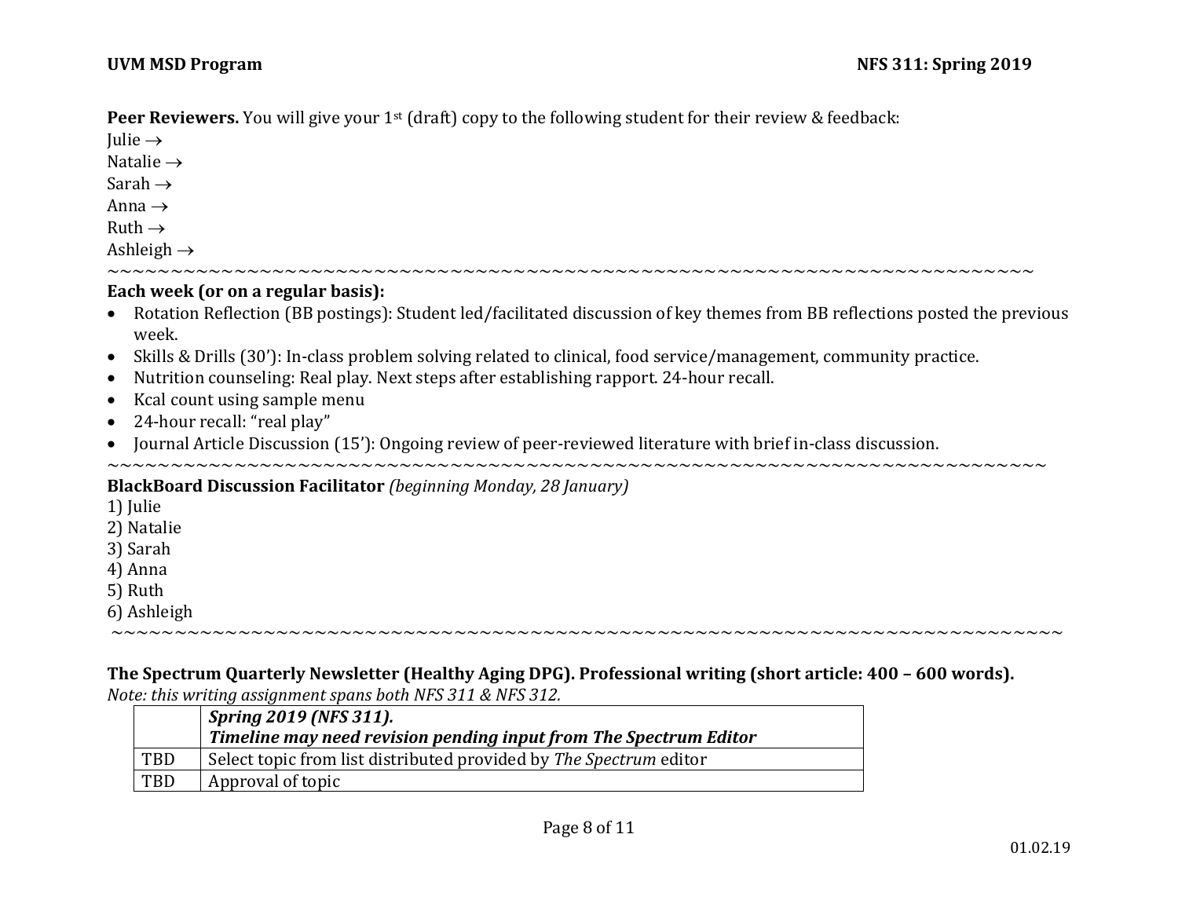**Peer Reviewers.** You will give your 1st (draft) copy to the following student for their review & feedback:

Julie →
Natalie →
Sarah →
Anna →
Ruth →
Ashleigh →

~~~~~~~~~~~~~~~~~~~~~~~~~~~~~~~~~~~~~~~~~~~~~~~~~~~~~~~~~~~~~~~~~~~~~~~~~~~~

**Each week (or on a regular basis):**

- Rotation Reflection (BB postings): Student led/facilitated discussion of key themes from BB reflections posted the previous week.
- Skills & Drills (30'): In-class problem solving related to clinical, food service/management, community practice.
- Nutrition counseling: Real play. Next steps after establishing rapport. 24-hour recall.
- Kcal count using sample menu
- 24-hour recall: "real play"
- Journal Article Discussion (15'): Ongoing review of peer-reviewed literature with brief in-class discussion.

~~~~~~~~~~~~~~~~~~~~~~~~~~~~~~~~~~~~~~~~~~~~~~~~~~~~~~~~~~~~~~~~~~~~~~~~~~~~

**BlackBoard Discussion Facilitator** *(beginning Monday, 28 January)*

1) Julie
2) Natalie
3) Sarah
4) Anna
5) Ruth
6) Ashleigh

~~~~~~~~~~~~~~~~~~~~~~~~~~~~~~~~~~~~~~~~~~~~~~~~~~~~~~~~~~~~~~~~~~~~~~~~~~~~

**The Spectrum Quarterly Newsletter (Healthy Aging DPG). Professional writing (short article: 400 – 600 words).**
*Note: this writing assignment spans both NFS 311 & NFS 312.*

| | ***Spring 2019 (NFS 311).*** ***Timeline may need revision pending input from The Spectrum Editor*** |
|---|---|
| TBD | Select topic from list distributed provided by *The Spectrum* editor |
| TBD | Approval of topic |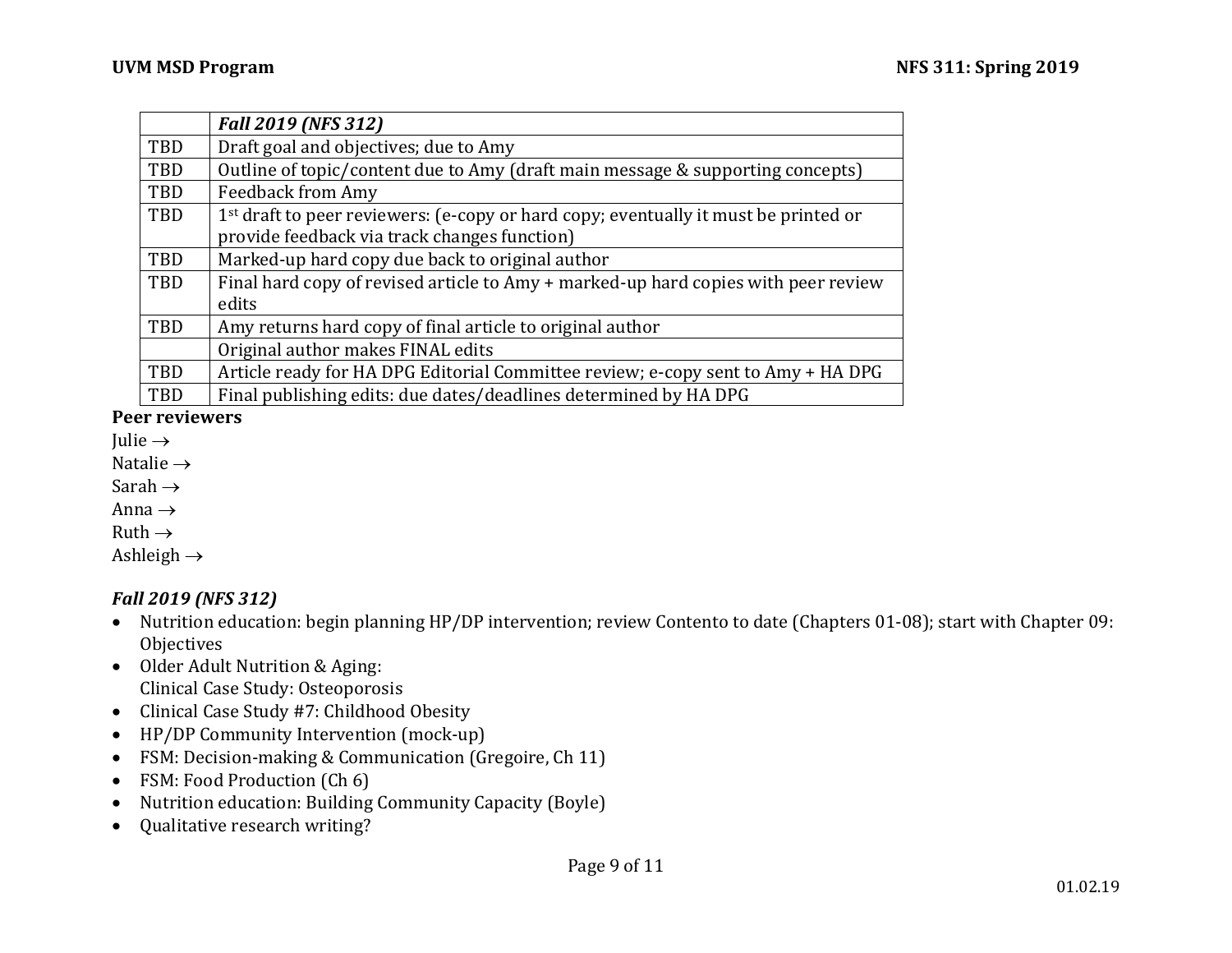| | *Fall 2019 (NFS 312)* |
|---|---|
| TBD | Draft goal and objectives; due to Amy |
| TBD | Outline of topic/content due to Amy (draft main message & supporting concepts) |
| TBD | Feedback from Amy |
| TBD | 1st draft to peer reviewers: (e-copy or hard copy; eventually it must be printed or provide feedback via track changes function) |
| TBD | Marked-up hard copy due back to original author |
| TBD | Final hard copy of revised article to Amy + marked-up hard copies with peer review edits |
| TBD | Amy returns hard copy of final article to original author |
| | Original author makes FINAL edits |
| TBD | Article ready for HA DPG Editorial Committee review; e-copy sent to Amy + HA DPG |
| TBD | Final publishing edits: due dates/deadlines determined by HA DPG |

**Peer reviewers**

Julie →
Natalie →
Sarah →
Anna →
Ruth →
Ashleigh →

### *Fall 2019 (NFS 312)*

- Nutrition education: begin planning HP/DP intervention; review Contento to date (Chapters 01-08); start with Chapter 09: Objectives
- Older Adult Nutrition & Aging:
  Clinical Case Study: Osteoporosis
- Clinical Case Study #7: Childhood Obesity
- HP/DP Community Intervention (mock-up)
- FSM: Decision-making & Communication (Gregoire, Ch 11)
- FSM: Food Production (Ch 6)
- Nutrition education: Building Community Capacity (Boyle)
- Qualitative research writing?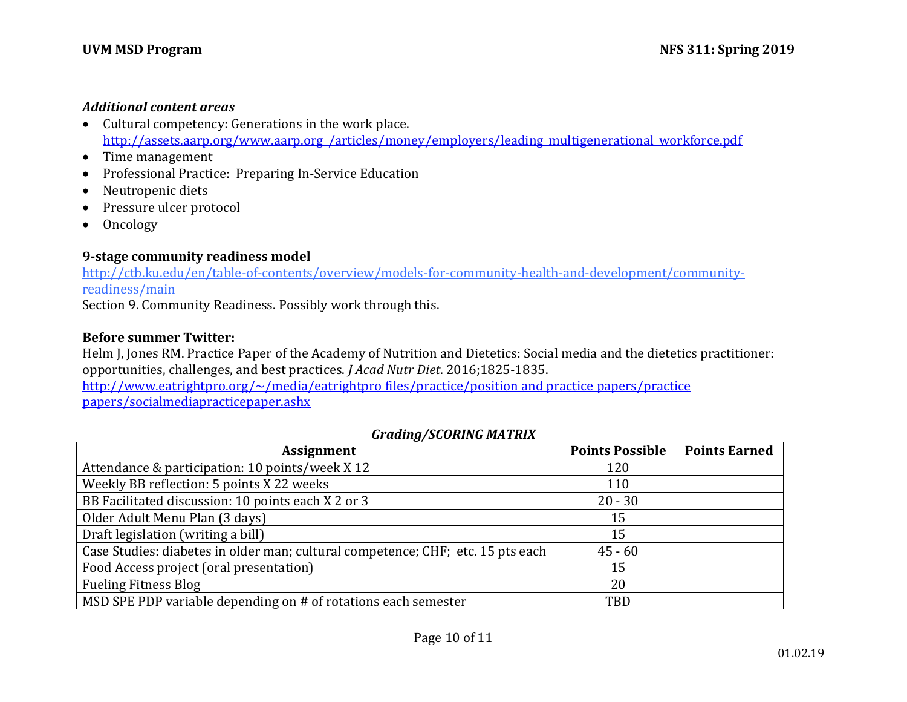***Additional content areas***

- Cultural competency: Generations in the work place. http://assets.aarp.org/www.aarp.org_/articles/money/employers/leading_multigenerational_workforce.pdf
- Time management
- Professional Practice: Preparing In-Service Education
- Neutropenic diets
- Pressure ulcer protocol
- Oncology

**9-stage community readiness model**

http://ctb.ku.edu/en/table-of-contents/overview/models-for-community-health-and-development/community-readiness/main

Section 9. Community Readiness. Possibly work through this.

**Before summer Twitter:**

Helm J, Jones RM. Practice Paper of the Academy of Nutrition and Dietetics: Social media and the dietetics practitioner: opportunities, challenges, and best practices. *J Acad Nutr Diet*. 2016;1825-1835. http://www.eatrightpro.org/~/media/eatrightpro files/practice/position and practice papers/practice papers/socialmediapracticepaper.ashx

***Grading/SCORING MATRIX***

| Assignment | Points Possible | Points Earned |
|---|---|---|
| Attendance & participation: 10 points/week X 12 | 120 | |
| Weekly BB reflection: 5 points X 22 weeks | 110 | |
| BB Facilitated discussion: 10 points each X 2 or 3 | 20 - 30 | |
| Older Adult Menu Plan (3 days) | 15 | |
| Draft legislation (writing a bill) | 15 | |
| Case Studies: diabetes in older man; cultural competence; CHF; etc. 15 pts each | 45 - 60 | |
| Food Access project (oral presentation) | 15 | |
| Fueling Fitness Blog | 20 | |
| MSD SPE PDP variable depending on # of rotations each semester | TBD | |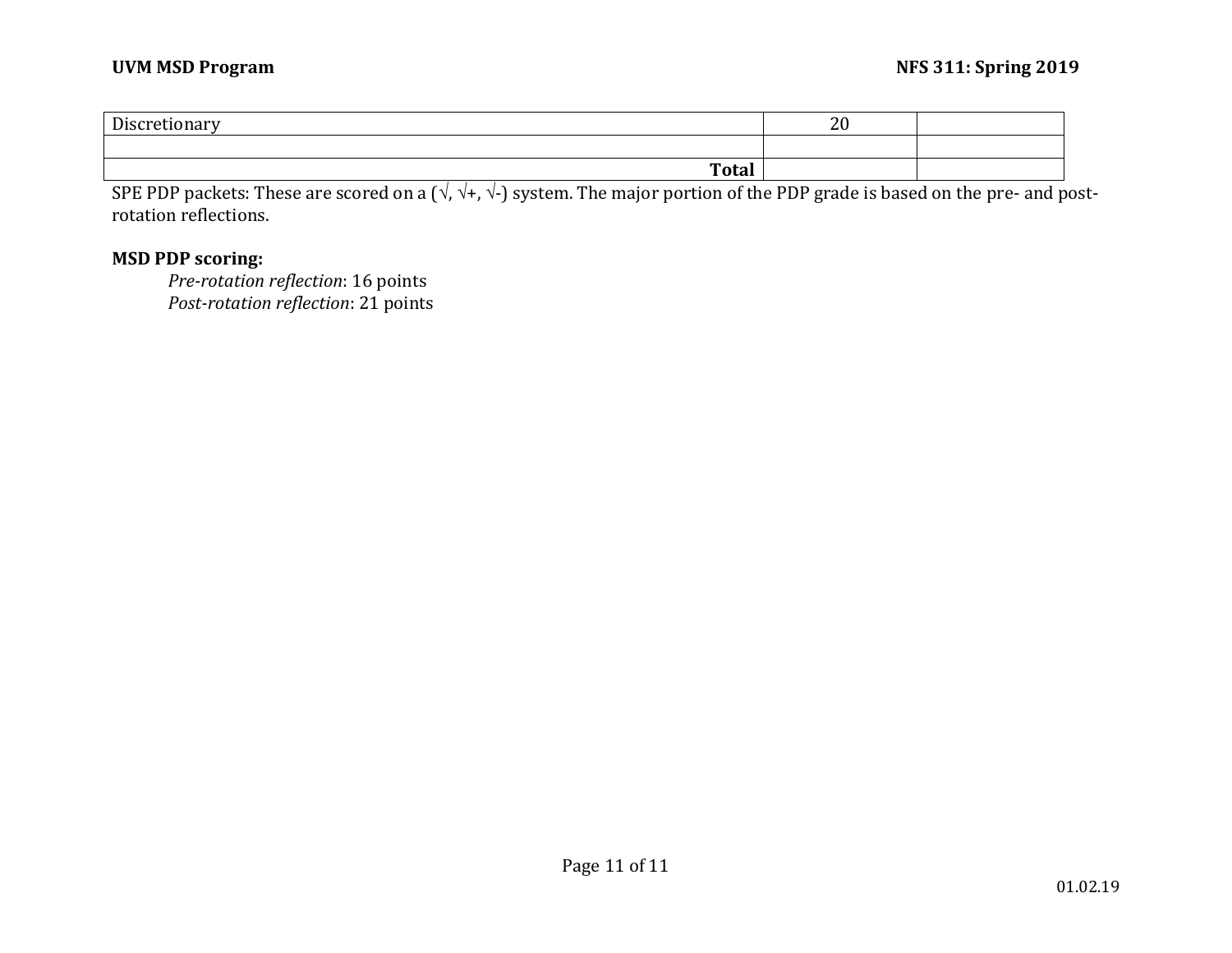| | | |
|---|---|---|
| Discretionary | 20 | |
| | | |
| **Total** | | |

SPE PDP packets: These are scored on a (√, √+, √-) system. The major portion of the PDP grade is based on the pre- and post-rotation reflections.

**MSD PDP scoring:**

*Pre-rotation reflection*: 16 points
*Post-rotation reflection*: 21 points

01.02.19